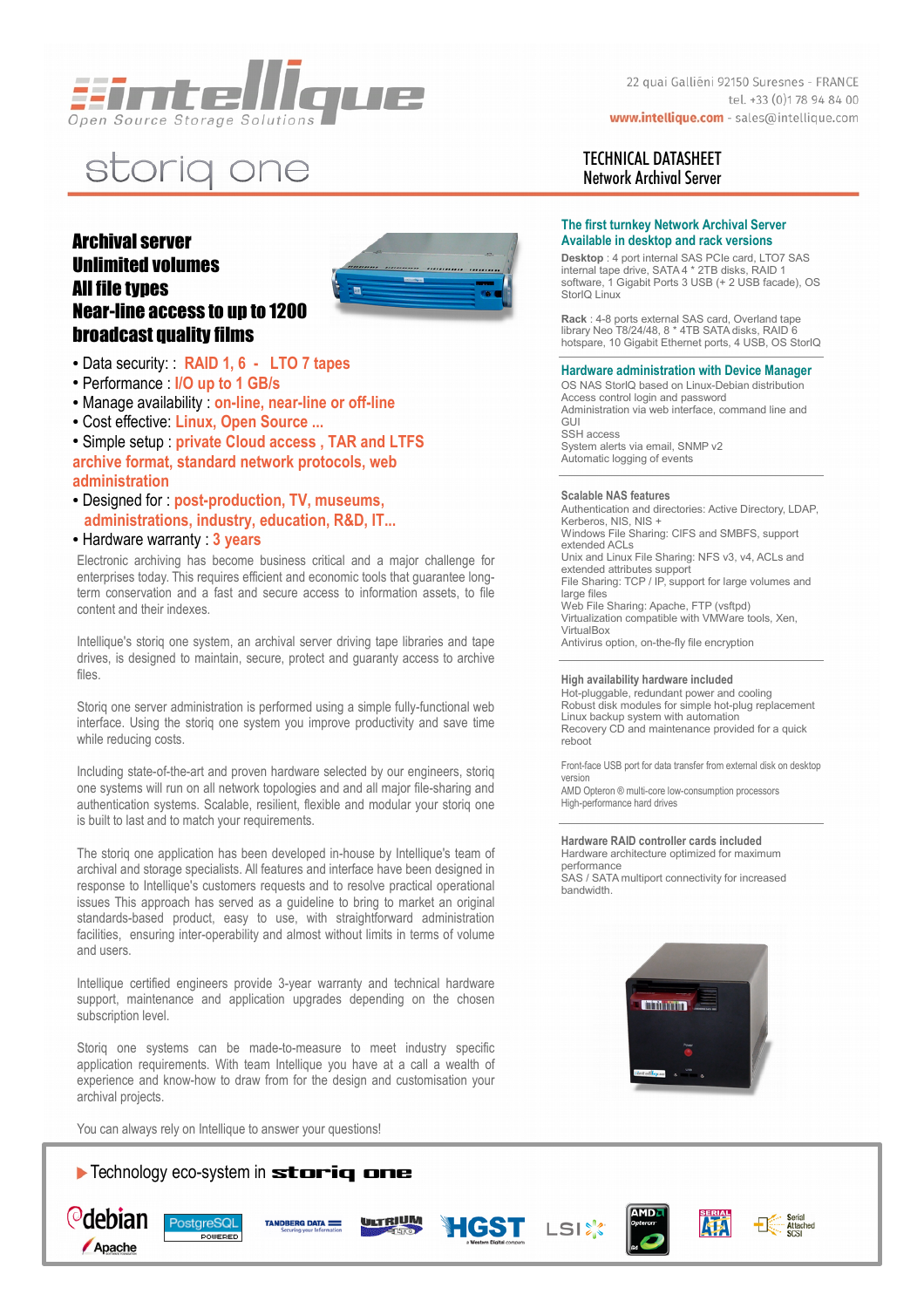intellique
Open Source Storage Solutions

22 quai Galliéni 92150 Suresnes - FRANCE
tel. +33 (0)1 78 94 84 00
www.intellique.com - sales@intellique.com

# storiq one

## TECHNICAL DATASHEET
## Network Archival Server

### Archival server
### Unlimited volumes
### All file types
### Near-line access to up to 1200 broadcast quality films

- Data security: : RAID 1, 6 - LTO 7 tapes
- Performance : I/O up to 1 GB/s
- Manage availability : on-line, near-line or off-line
- Cost effective: Linux, Open Source ...
- Simple setup : private Cloud access , TAR and LTFS archive format, standard network protocols, web administration
- Designed for : post-production, TV, museums, administrations, industry, education, R&D, IT...
- Hardware warranty : 3 years

Electronic archiving has become business critical and a major challenge for enterprises today. This requires efficient and economic tools that guarantee long-term conservation and a fast and secure access to information assets, to file content and their indexes.

Intellique's storiq one system, an archival server driving tape libraries and tape drives, is designed to maintain, secure, protect and guaranty access to archive files.

Storiq one server administration is performed using a simple fully-functional web interface. Using the storiq one system you improve productivity and save time while reducing costs.

Including state-of-the-art and proven hardware selected by our engineers, storiq one systems will run on all network topologies and and all major file-sharing and authentication systems. Scalable, resilient, flexible and modular your storiq one is built to last and to match your requirements.

The storiq one application has been developed in-house by Intellique's team of archival and storage specialists. All features and interface have been designed in response to Intellique's customers requests and to resolve practical operational issues This approach has served as a guideline to bring to market an original standards-based product, easy to use, with straightforward administration facilities, ensuring inter-operability and almost without limits in terms of volume and users.

Intellique certified engineers provide 3-year warranty and technical hardware support, maintenance and application upgrades depending on the chosen subscription level.

Storiq one systems can be made-to-measure to meet industry specific application requirements. With team Intellique you have at a call a wealth of experience and know-how to draw from for the design and customisation your archival projects.

You can always rely on Intellique to answer your questions!

### The first turnkey Network Archival Server Available in desktop and rack versions

**Desktop** : 4 port internal SAS PCIe card, LTO7 SAS internal tape drive, SATA 4 * 2TB disks, RAID 1 software, 1 Gigabit Ports 3 USB (+ 2 USB facade), OS StorIQ Linux

**Rack** : 4-8 ports external SAS card, Overland tape library Neo T8/24/48, 8 * 4TB SATA disks, RAID 6 hotspare, 10 Gigabit Ethernet ports, 4 USB, OS StorIQ

### Hardware administration with Device Manager

OS NAS StorIQ based on Linux-Debian distribution
Access control login and password
Administration via web interface, command line and GUI
SSH access
System alerts via email, SNMP v2
Automatic logging of events

**Scalable NAS features**

Authentication and directories: Active Directory, LDAP, Kerberos, NIS, NIS +
Windows File Sharing: CIFS and SMBFS, support extended ACLs
Unix and Linux File Sharing: NFS v3, v4, ACLs and extended attributes support
File Sharing: TCP / IP, support for large volumes and large files
Web File Sharing: Apache, FTP (vsftpd)
Virtualization compatible with VMWare tools, Xen, VirtualBox
Antivirus option, on-the-fly file encryption

**High availability hardware included**

Hot-pluggable, redundant power and cooling
Robust disk modules for simple hot-plug replacement
Linux backup system with automation
Recovery CD and maintenance provided for a quick reboot

Front-face USB port for data transfer from external disk on desktop version
AMD Opteron ® multi-core low-consumption processors
High-performance hard drives

**Hardware RAID controller cards included**

Hardware architecture optimized for maximum performance
SAS / SATA multiport connectivity for increased bandwidth.

### Technology eco-system in storiq one

debian, Apache, PostgreSQL POWERED, TANDBERG DATA, ULTRIUM LTO, HGST, LSI, AMD Opteron, SERIAL ATA, Serial Attached SCSI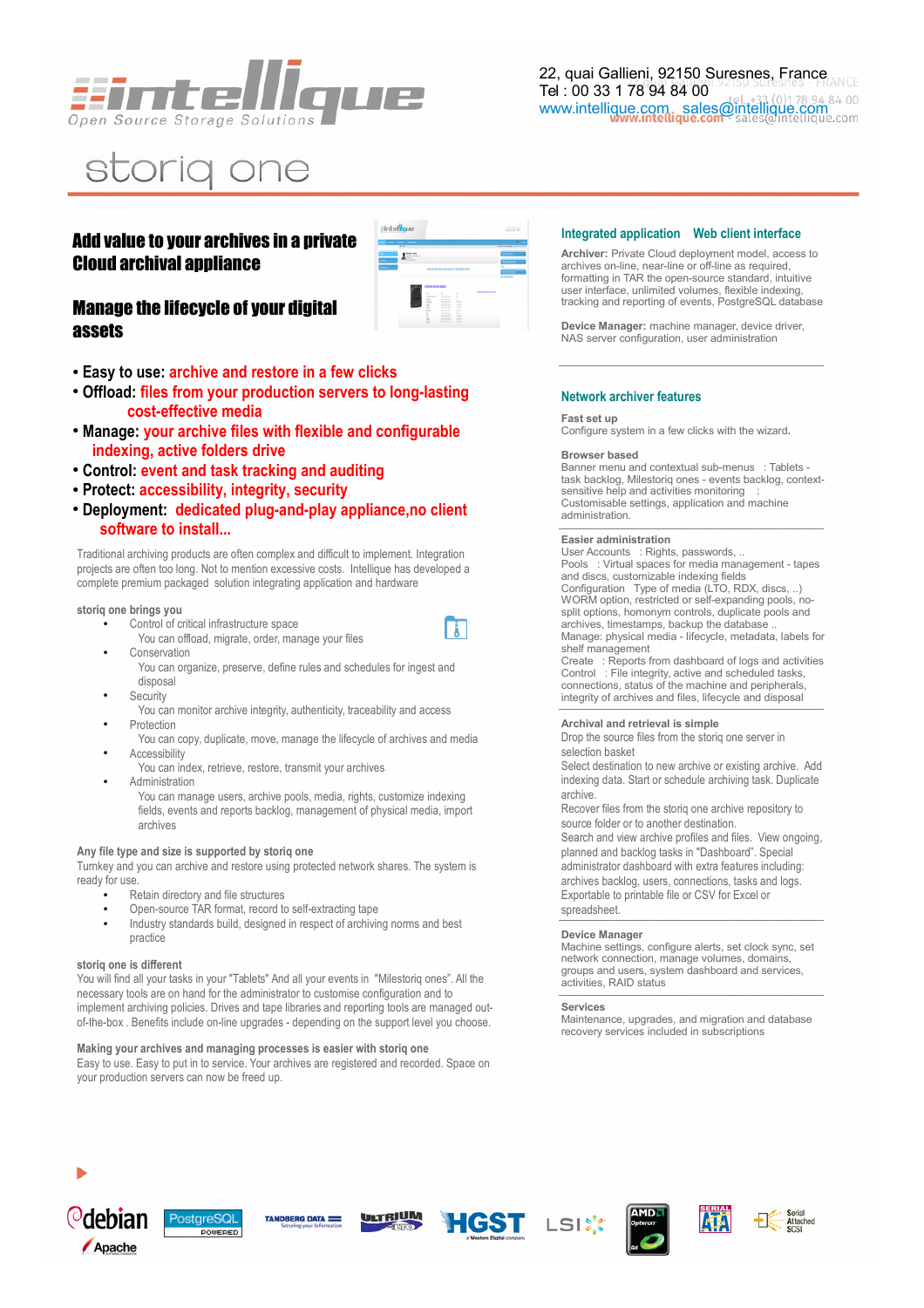22, quai Gallieni, 92150 Suresnes, France
Tel : 00 33 1 78 94 84 00
www.intellique.com sales@intellique.com

# storiq one

## Add value to your archives in a private Cloud archival appliance

## Manage the lifecycle of your digital assets

- **Easy to use:** archive and restore in a few clicks
- **Offload:** files from your production servers to long-lasting cost-effective media
- **Manage:** your archive files with flexible and configurable indexing, active folders drive
- **Control:** event and task tracking and auditing
- **Protect:** accessibility, integrity, security
- **Deployment:** dedicated plug-and-play appliance,no client software to install...

Traditional archiving products are often complex and difficult to implement. Integration projects are often too long. Not to mention excessive costs. Intellique has developed a complete premium packaged solution integrating application and hardware

**storiq one brings you**

- Control of critical infrastructure space
  You can offload, migrate, order, manage your files
- Conservation
  You can organize, preserve, define rules and schedules for ingest and disposal
- Security
  You can monitor archive integrity, authenticity, traceability and access
- Protection
  You can copy, duplicate, move, manage the lifecycle of archives and media
- Accessibility
  You can index, retrieve, restore, transmit your archives
- Administration
  You can manage users, archive pools, media, rights, customize indexing fields, events and reports backlog, management of physical media, import archives

**Any file type and size is supported by storiq one**

Turnkey and you can archive and restore using protected network shares. The system is ready for use.

- Retain directory and file structures
- Open-source TAR format, record to self-extracting tape
- Industry standards build, designed in respect of archiving norms and best practice

**storiq one is different**

You will find all your tasks in your "Tablets" And all your events in "Milestoriq ones". All the necessary tools are on hand for the administrator to customise configuration and to implement archiving policies. Drives and tape libraries and reporting tools are managed out-of-the-box . Benefits include on-line upgrades - depending on the support level you choose.

**Making your archives and managing processes is easier with storiq one**

Easy to use. Easy to put in to service. Your archives are registered and recorded. Space on your production servers can now be freed up.

### Integrated application Web client interface

**Archiver:** Private Cloud deployment model, access to archives on-line, near-line or off-line as required, formatting in TAR the open-source standard, intuitive user interface, unlimited volumes, flexible indexing, tracking and reporting of events, PostgreSQL database

**Device Manager:** machine manager, device driver, NAS server configuration, user administration

### Network archiver features

**Fast set up**
Configure system in a few clicks with the wizard.

**Browser based**
Banner menu and contextual sub-menus : Tablets - task backlog, Milestoriq ones - events backlog, context-sensitive help and activities monitoring : Customisable settings, application and machine administration.

**Easier administration**
User Accounts : Rights, passwords, ..
Pools : Virtual spaces for media management - tapes and discs, customizable indexing fields
Configuration Type of media (LTO, RDX, discs, ..) WORM option, restricted or self-expanding pools, no-split options, homonym controls, duplicate pools and archives, timestamps, backup the database ..
Manage: physical media - lifecycle, metadata, labels for shelf management
Create : Reports from dashboard of logs and activities
Control : File integrity, active and scheduled tasks, connections, status of the machine and peripherals, integrity of archives and files, lifecycle and disposal

**Archival and retrieval is simple**
Drop the source files from the storiq one server in selection basket
Select destination to new archive or existing archive. Add indexing data. Start or schedule archiving task. Duplicate archive.
Recover files from the storiq one archive repository to source folder or to another destination.
Search and view archive profiles and files. View ongoing, planned and backlog tasks in "Dashboard". Special administrator dashboard with extra features including: archives backlog, users, connections, tasks and logs. Exportable to printable file or CSV for Excel or spreadsheet.

**Device Manager**
Machine settings, configure alerts, set clock sync, set network connection, manage volumes, domains, groups and users, system dashboard and services, activities, RAID status

**Services**
Maintenance, upgrades, and migration and database recovery services included in subscriptions